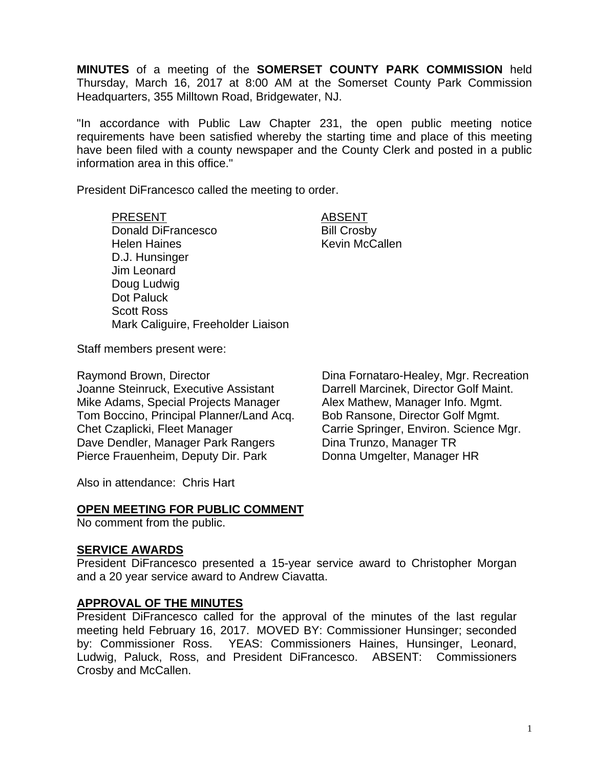**MINUTES** of a meeting of the **SOMERSET COUNTY PARK COMMISSION** held Thursday, March 16, 2017 at 8:00 AM at the Somerset County Park Commission Headquarters, 355 Milltown Road, Bridgewater, NJ.

"In accordance with Public Law Chapter 231, the open public meeting notice requirements have been satisfied whereby the starting time and place of this meeting have been filed with a county newspaper and the County Clerk and posted in a public information area in this office."

President DiFrancesco called the meeting to order.

| PRESENT | ABSENT |
|---|---|
| Donald DiFrancesco | Bill Crosby |
| Helen Haines | Kevin McCallen |
| D.J. Hunsinger | |
| Jim Leonard | |
| Doug Ludwig | |
| Dot Paluck | |
| Scott Ross | |
| Mark Caliguire, Freeholder Liaison | |

Staff members present were:

Raymond Brown, Director
Joanne Steinruck, Executive Assistant
Mike Adams, Special Projects Manager
Tom Boccino, Principal Planner/Land Acq.
Chet Czaplicki, Fleet Manager
Dave Dendler, Manager Park Rangers
Pierce Frauenheim, Deputy Dir. Park
Dina Fornataro-Healey, Mgr. Recreation
Darrell Marcinek, Director Golf Maint.
Alex Mathew, Manager Info. Mgmt.
Bob Ransone, Director Golf Mgmt.
Carrie Springer, Environ. Science Mgr.
Dina Trunzo, Manager TR
Donna Umgelter, Manager HR

Also in attendance: Chris Hart

## OPEN MEETING FOR PUBLIC COMMENT

No comment from the public.

## SERVICE AWARDS

President DiFrancesco presented a 15-year service award to Christopher Morgan and a 20 year service award to Andrew Ciavatta.

## APPROVAL OF THE MINUTES

President DiFrancesco called for the approval of the minutes of the last regular meeting held February 16, 2017. MOVED BY: Commissioner Hunsinger; seconded by: Commissioner Ross. YEAS: Commissioners Haines, Hunsinger, Leonard, Ludwig, Paluck, Ross, and President DiFrancesco. ABSENT: Commissioners Crosby and McCallen.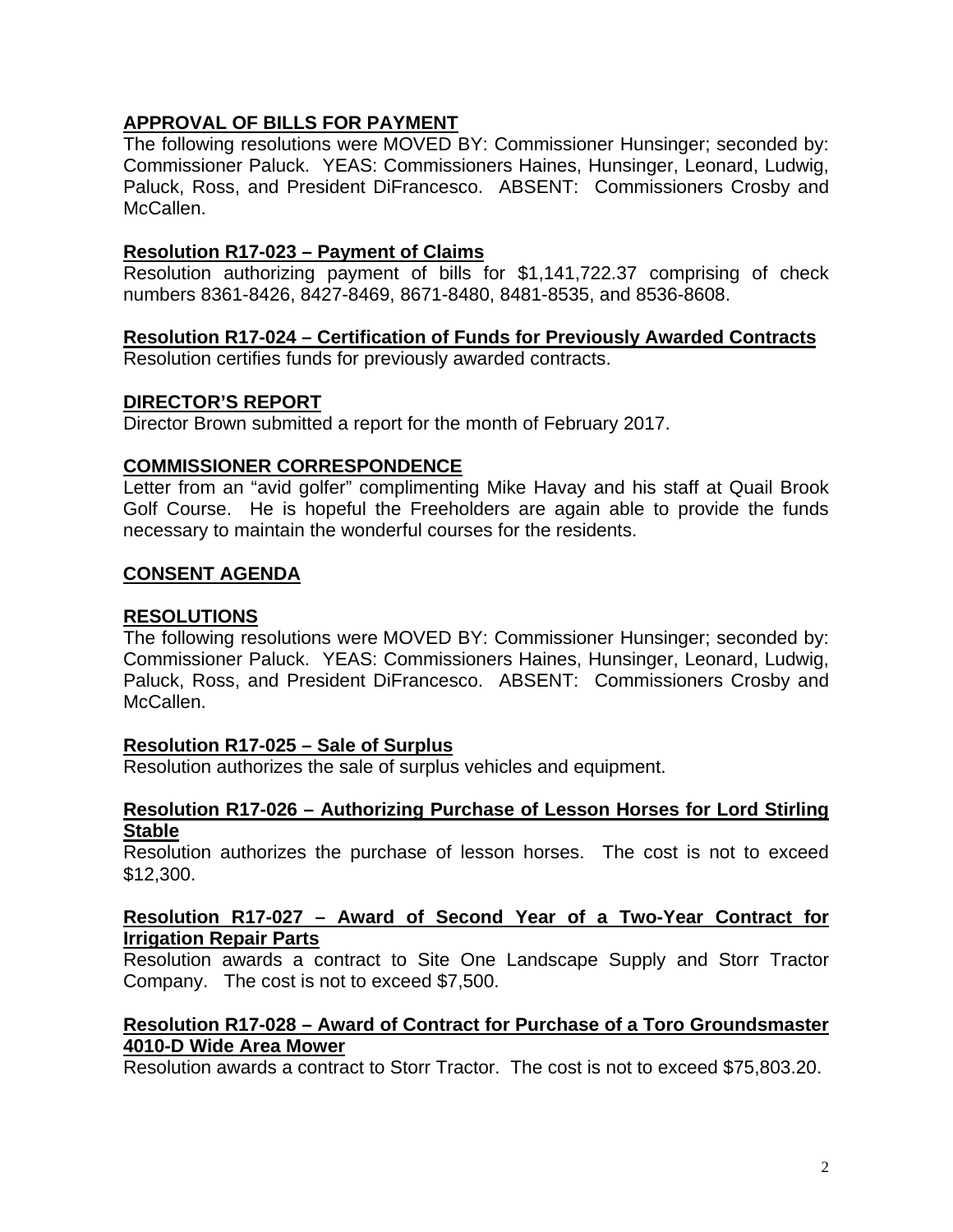## APPROVAL OF BILLS FOR PAYMENT

The following resolutions were MOVED BY: Commissioner Hunsinger; seconded by: Commissioner Paluck. YEAS: Commissioners Haines, Hunsinger, Leonard, Ludwig, Paluck, Ross, and President DiFrancesco. ABSENT: Commissioners Crosby and McCallen.

### Resolution R17-023 – Payment of Claims

Resolution authorizing payment of bills for $1,141,722.37 comprising of check numbers 8361-8426, 8427-8469, 8671-8480, 8481-8535, and 8536-8608.

### Resolution R17-024 – Certification of Funds for Previously Awarded Contracts

Resolution certifies funds for previously awarded contracts.

## DIRECTOR'S REPORT

Director Brown submitted a report for the month of February 2017.

## COMMISSIONER CORRESPONDENCE

Letter from an "avid golfer" complimenting Mike Havay and his staff at Quail Brook Golf Course. He is hopeful the Freeholders are again able to provide the funds necessary to maintain the wonderful courses for the residents.

## CONSENT AGENDA

## RESOLUTIONS

The following resolutions were MOVED BY: Commissioner Hunsinger; seconded by: Commissioner Paluck. YEAS: Commissioners Haines, Hunsinger, Leonard, Ludwig, Paluck, Ross, and President DiFrancesco. ABSENT: Commissioners Crosby and McCallen.

### Resolution R17-025 – Sale of Surplus

Resolution authorizes the sale of surplus vehicles and equipment.

### Resolution R17-026 – Authorizing Purchase of Lesson Horses for Lord Stirling Stable

Resolution authorizes the purchase of lesson horses. The cost is not to exceed $12,300.

### Resolution R17-027 – Award of Second Year of a Two-Year Contract for Irrigation Repair Parts

Resolution awards a contract to Site One Landscape Supply and Storr Tractor Company. The cost is not to exceed $7,500.

### Resolution R17-028 – Award of Contract for Purchase of a Toro Groundsmaster 4010-D Wide Area Mower

Resolution awards a contract to Storr Tractor. The cost is not to exceed $75,803.20.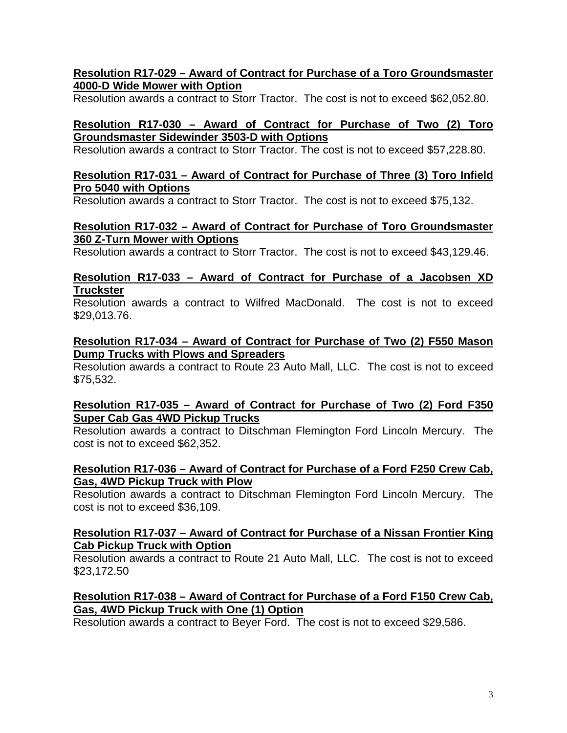**Resolution R17-029 – Award of Contract for Purchase of a Toro Groundsmaster 4000-D Wide Mower with Option**

Resolution awards a contract to Storr Tractor. The cost is not to exceed $62,052.80.

**Resolution R17-030 – Award of Contract for Purchase of Two (2) Toro Groundsmaster Sidewinder 3503-D with Options**

Resolution awards a contract to Storr Tractor. The cost is not to exceed $57,228.80.

**Resolution R17-031 – Award of Contract for Purchase of Three (3) Toro Infield Pro 5040 with Options**

Resolution awards a contract to Storr Tractor. The cost is not to exceed $75,132.

**Resolution R17-032 – Award of Contract for Purchase of Toro Groundsmaster 360 Z-Turn Mower with Options**

Resolution awards a contract to Storr Tractor. The cost is not to exceed $43,129.46.

**Resolution R17-033 – Award of Contract for Purchase of a Jacobsen XD Truckster**

Resolution awards a contract to Wilfred MacDonald. The cost is not to exceed $29,013.76.

**Resolution R17-034 – Award of Contract for Purchase of Two (2) F550 Mason Dump Trucks with Plows and Spreaders**

Resolution awards a contract to Route 23 Auto Mall, LLC. The cost is not to exceed $75,532.

**Resolution R17-035 – Award of Contract for Purchase of Two (2) Ford F350 Super Cab Gas 4WD Pickup Trucks**

Resolution awards a contract to Ditschman Flemington Ford Lincoln Mercury. The cost is not to exceed $62,352.

**Resolution R17-036 – Award of Contract for Purchase of a Ford F250 Crew Cab, Gas, 4WD Pickup Truck with Plow**

Resolution awards a contract to Ditschman Flemington Ford Lincoln Mercury. The cost is not to exceed $36,109.

**Resolution R17-037 – Award of Contract for Purchase of a Nissan Frontier King Cab Pickup Truck with Option**

Resolution awards a contract to Route 21 Auto Mall, LLC. The cost is not to exceed $23,172.50

**Resolution R17-038 – Award of Contract for Purchase of a Ford F150 Crew Cab, Gas, 4WD Pickup Truck with One (1) Option**

Resolution awards a contract to Beyer Ford. The cost is not to exceed $29,586.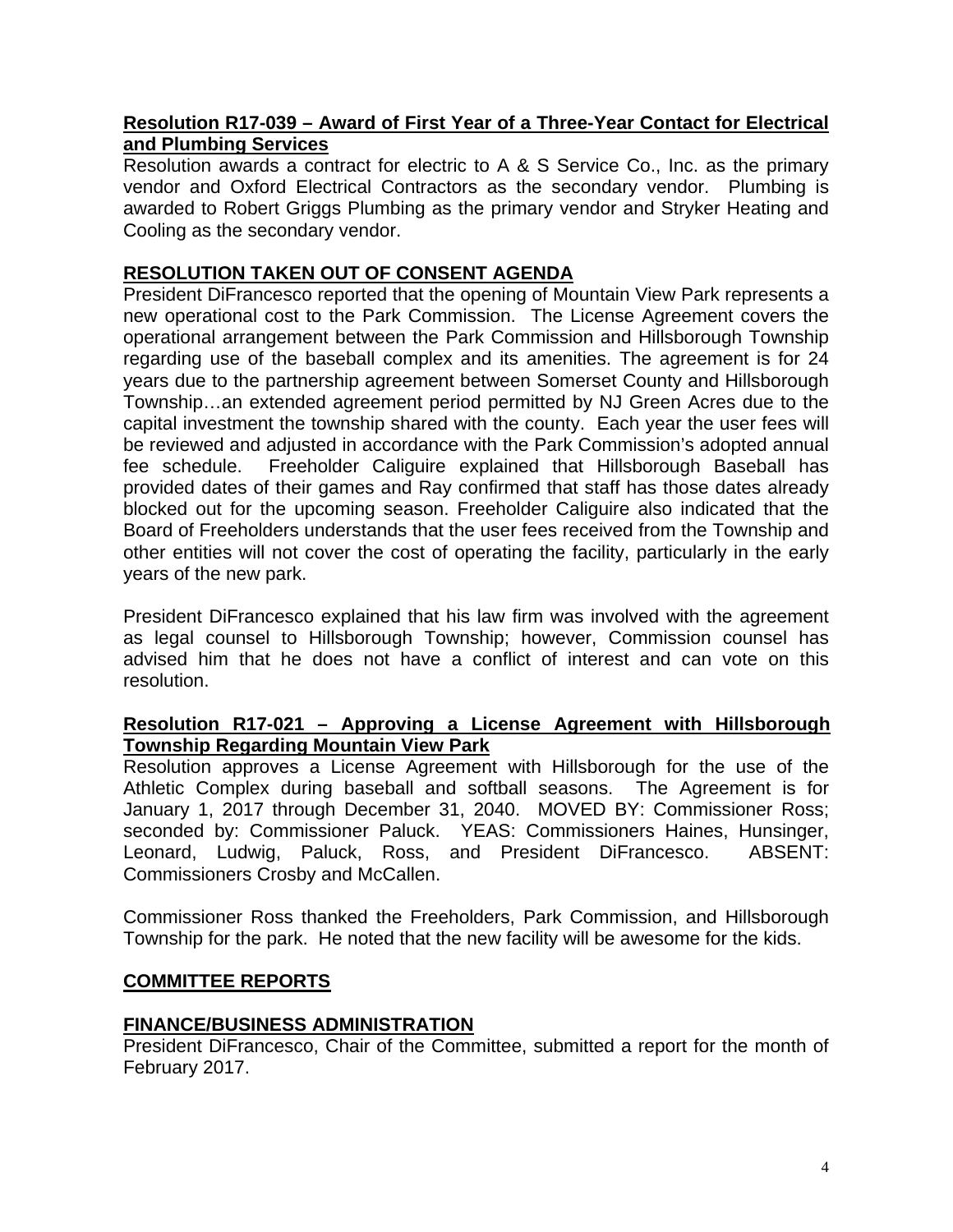**Resolution R17-039 – Award of First Year of a Three-Year Contact for Electrical and Plumbing Services**

Resolution awards a contract for electric to A & S Service Co., Inc. as the primary vendor and Oxford Electrical Contractors as the secondary vendor. Plumbing is awarded to Robert Griggs Plumbing as the primary vendor and Stryker Heating and Cooling as the secondary vendor.

**RESOLUTION TAKEN OUT OF CONSENT AGENDA**

President DiFrancesco reported that the opening of Mountain View Park represents a new operational cost to the Park Commission. The License Agreement covers the operational arrangement between the Park Commission and Hillsborough Township regarding use of the baseball complex and its amenities. The agreement is for 24 years due to the partnership agreement between Somerset County and Hillsborough Township…an extended agreement period permitted by NJ Green Acres due to the capital investment the township shared with the county. Each year the user fees will be reviewed and adjusted in accordance with the Park Commission's adopted annual fee schedule. Freeholder Caliguire explained that Hillsborough Baseball has provided dates of their games and Ray confirmed that staff has those dates already blocked out for the upcoming season. Freeholder Caliguire also indicated that the Board of Freeholders understands that the user fees received from the Township and other entities will not cover the cost of operating the facility, particularly in the early years of the new park.

President DiFrancesco explained that his law firm was involved with the agreement as legal counsel to Hillsborough Township; however, Commission counsel has advised him that he does not have a conflict of interest and can vote on this resolution.

**Resolution R17-021 – Approving a License Agreement with Hillsborough Township Regarding Mountain View Park**

Resolution approves a License Agreement with Hillsborough for the use of the Athletic Complex during baseball and softball seasons. The Agreement is for January 1, 2017 through December 31, 2040. MOVED BY: Commissioner Ross; seconded by: Commissioner Paluck. YEAS: Commissioners Haines, Hunsinger, Leonard, Ludwig, Paluck, Ross, and President DiFrancesco. ABSENT: Commissioners Crosby and McCallen.

Commissioner Ross thanked the Freeholders, Park Commission, and Hillsborough Township for the park. He noted that the new facility will be awesome for the kids.

**COMMITTEE REPORTS**

**FINANCE/BUSINESS ADMINISTRATION**

President DiFrancesco, Chair of the Committee, submitted a report for the month of February 2017.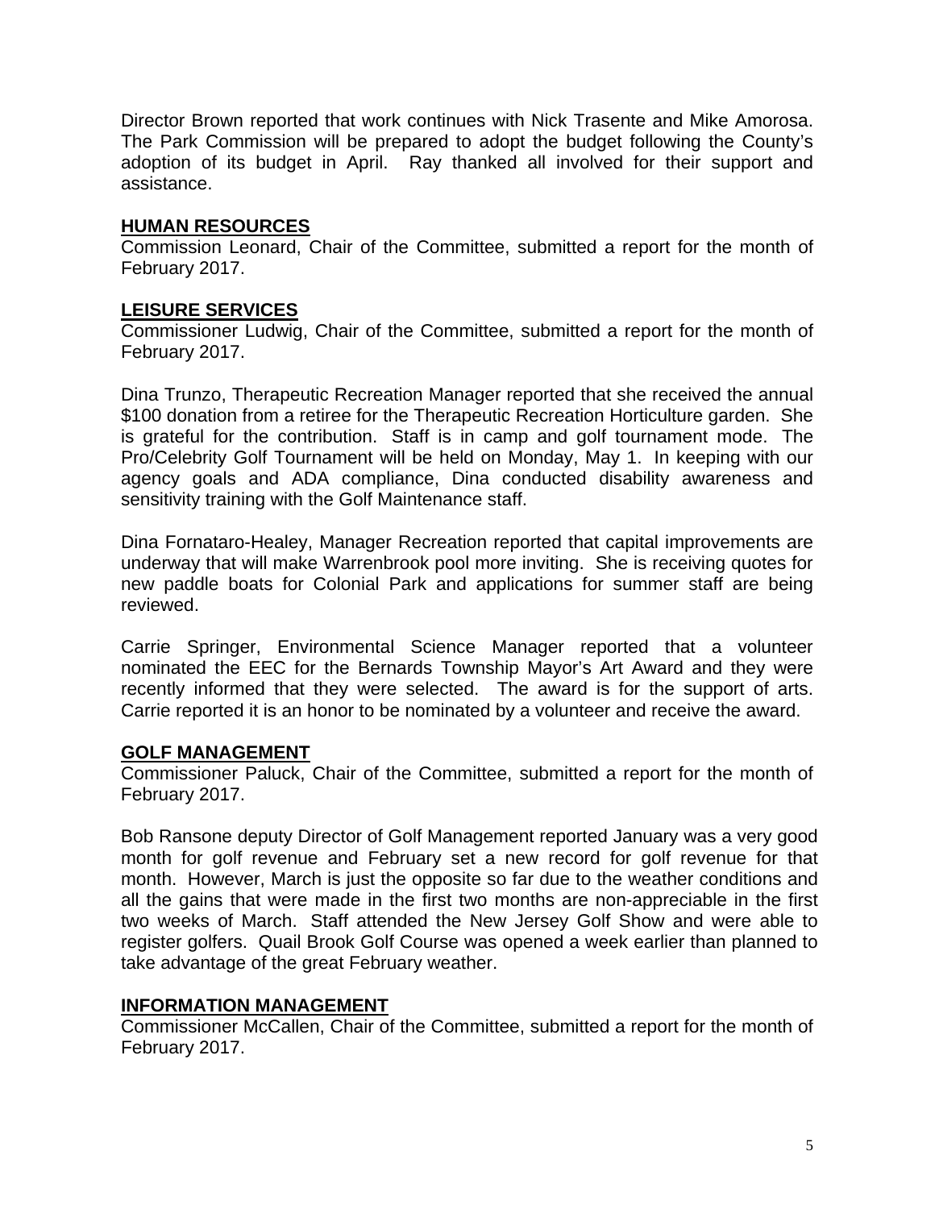Director Brown reported that work continues with Nick Trasente and Mike Amorosa. The Park Commission will be prepared to adopt the budget following the County's adoption of its budget in April. Ray thanked all involved for their support and assistance.

## HUMAN RESOURCES

Commission Leonard, Chair of the Committee, submitted a report for the month of February 2017.

## LEISURE SERVICES

Commissioner Ludwig, Chair of the Committee, submitted a report for the month of February 2017.

Dina Trunzo, Therapeutic Recreation Manager reported that she received the annual $100 donation from a retiree for the Therapeutic Recreation Horticulture garden. She is grateful for the contribution. Staff is in camp and golf tournament mode. The Pro/Celebrity Golf Tournament will be held on Monday, May 1. In keeping with our agency goals and ADA compliance, Dina conducted disability awareness and sensitivity training with the Golf Maintenance staff.

Dina Fornataro-Healey, Manager Recreation reported that capital improvements are underway that will make Warrenbrook pool more inviting. She is receiving quotes for new paddle boats for Colonial Park and applications for summer staff are being reviewed.

Carrie Springer, Environmental Science Manager reported that a volunteer nominated the EEC for the Bernards Township Mayor's Art Award and they were recently informed that they were selected. The award is for the support of arts. Carrie reported it is an honor to be nominated by a volunteer and receive the award.

## GOLF MANAGEMENT

Commissioner Paluck, Chair of the Committee, submitted a report for the month of February 2017.

Bob Ransone deputy Director of Golf Management reported January was a very good month for golf revenue and February set a new record for golf revenue for that month. However, March is just the opposite so far due to the weather conditions and all the gains that were made in the first two months are non-appreciable in the first two weeks of March. Staff attended the New Jersey Golf Show and were able to register golfers. Quail Brook Golf Course was opened a week earlier than planned to take advantage of the great February weather.

## INFORMATION MANAGEMENT

Commissioner McCallen, Chair of the Committee, submitted a report for the month of February 2017.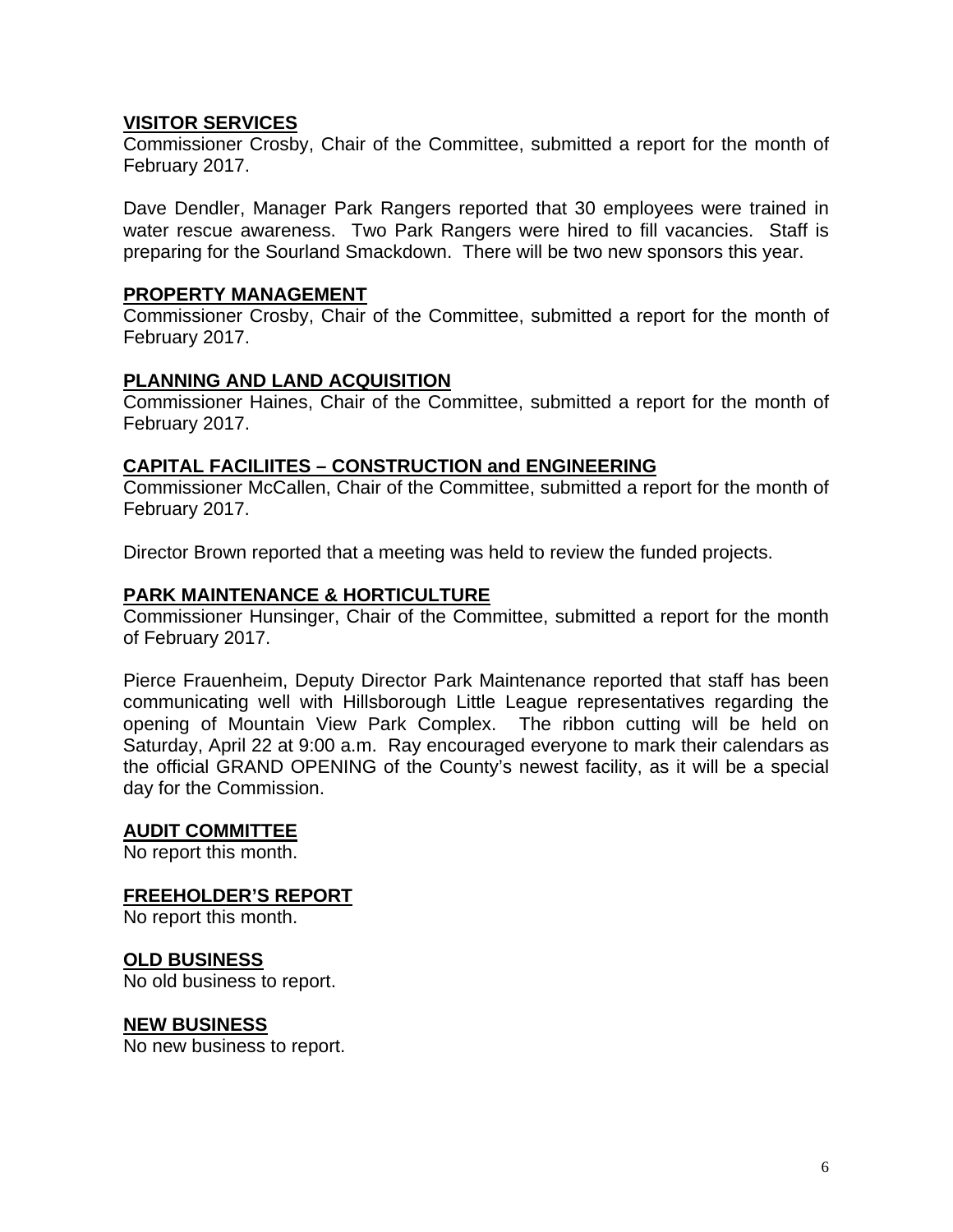## VISITOR SERVICES

Commissioner Crosby, Chair of the Committee, submitted a report for the month of February 2017.

Dave Dendler, Manager Park Rangers reported that 30 employees were trained in water rescue awareness. Two Park Rangers were hired to fill vacancies. Staff is preparing for the Sourland Smackdown. There will be two new sponsors this year.

## PROPERTY MANAGEMENT

Commissioner Crosby, Chair of the Committee, submitted a report for the month of February 2017.

## PLANNING AND LAND ACQUISITION

Commissioner Haines, Chair of the Committee, submitted a report for the month of February 2017.

## CAPITAL FACILIITES – CONSTRUCTION and ENGINEERING

Commissioner McCallen, Chair of the Committee, submitted a report for the month of February 2017.

Director Brown reported that a meeting was held to review the funded projects.

## PARK MAINTENANCE & HORTICULTURE

Commissioner Hunsinger, Chair of the Committee, submitted a report for the month of February 2017.

Pierce Frauenheim, Deputy Director Park Maintenance reported that staff has been communicating well with Hillsborough Little League representatives regarding the opening of Mountain View Park Complex. The ribbon cutting will be held on Saturday, April 22 at 9:00 a.m. Ray encouraged everyone to mark their calendars as the official GRAND OPENING of the County's newest facility, as it will be a special day for the Commission.

## AUDIT COMMITTEE

No report this month.

## FREEHOLDER'S REPORT

No report this month.

## OLD BUSINESS

No old business to report.

## NEW BUSINESS

No new business to report.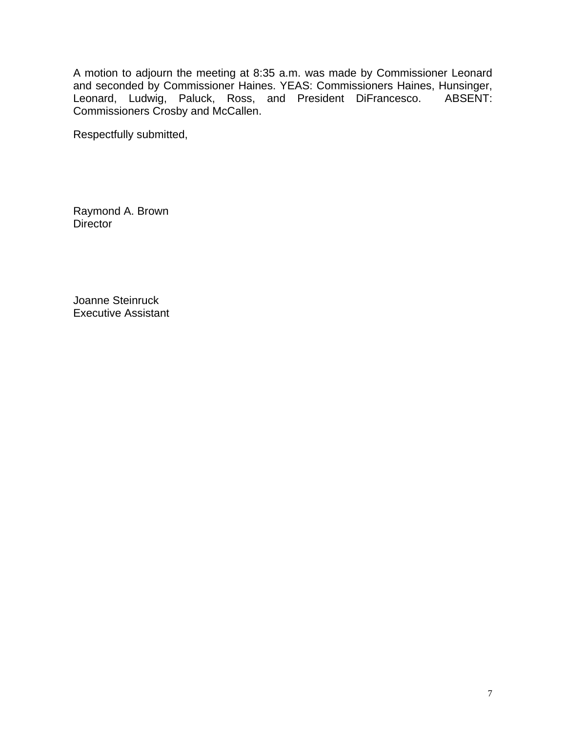A motion to adjourn the meeting at 8:35 a.m. was made by Commissioner Leonard and seconded by Commissioner Haines. YEAS: Commissioners Haines, Hunsinger, Leonard, Ludwig, Paluck, Ross, and President DiFrancesco. ABSENT: Commissioners Crosby and McCallen.

Respectfully submitted,

Raymond A. Brown
Director

Joanne Steinruck
Executive Assistant